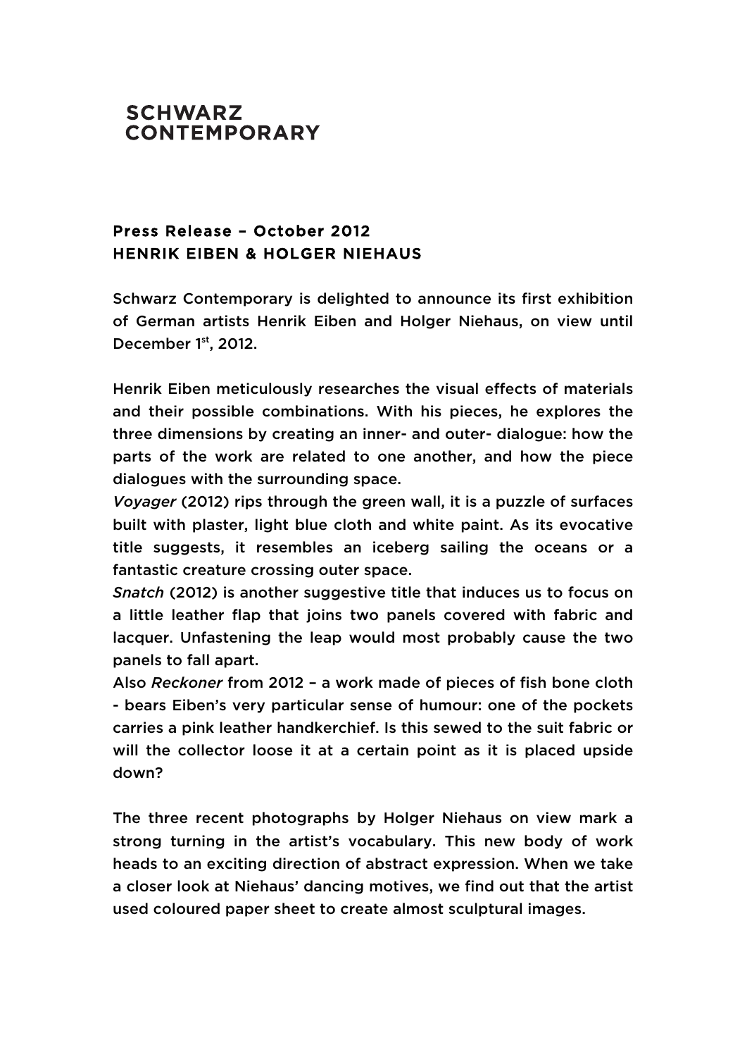**SCHWARZ CONTEMPORARY**

## Press Release – October 2012
## HENRIK EIBEN & HOLGER NIEHAUS

Schwarz Contemporary is delighted to announce its first exhibition of German artists Henrik Eiben and Holger Niehaus, on view until December 1st, 2012.

Henrik Eiben meticulously researches the visual effects of materials and their possible combinations. With his pieces, he explores the three dimensions by creating an inner- and outer- dialogue: how the parts of the work are related to one another, and how the piece dialogues with the surrounding space.
*Voyager* (2012) rips through the green wall, it is a puzzle of surfaces built with plaster, light blue cloth and white paint. As its evocative title suggests, it resembles an iceberg sailing the oceans or a fantastic creature crossing outer space.
*Snatch* (2012) is another suggestive title that induces us to focus on a little leather flap that joins two panels covered with fabric and lacquer. Unfastening the leap would most probably cause the two panels to fall apart.
Also *Reckoner* from 2012 – a work made of pieces of fish bone cloth - bears Eiben's very particular sense of humour: one of the pockets carries a pink leather handkerchief. Is this sewed to the suit fabric or will the collector loose it at a certain point as it is placed upside down?

The three recent photographs by Holger Niehaus on view mark a strong turning in the artist's vocabulary. This new body of work heads to an exciting direction of abstract expression. When we take a closer look at Niehaus' dancing motives, we find out that the artist used coloured paper sheet to create almost sculptural images.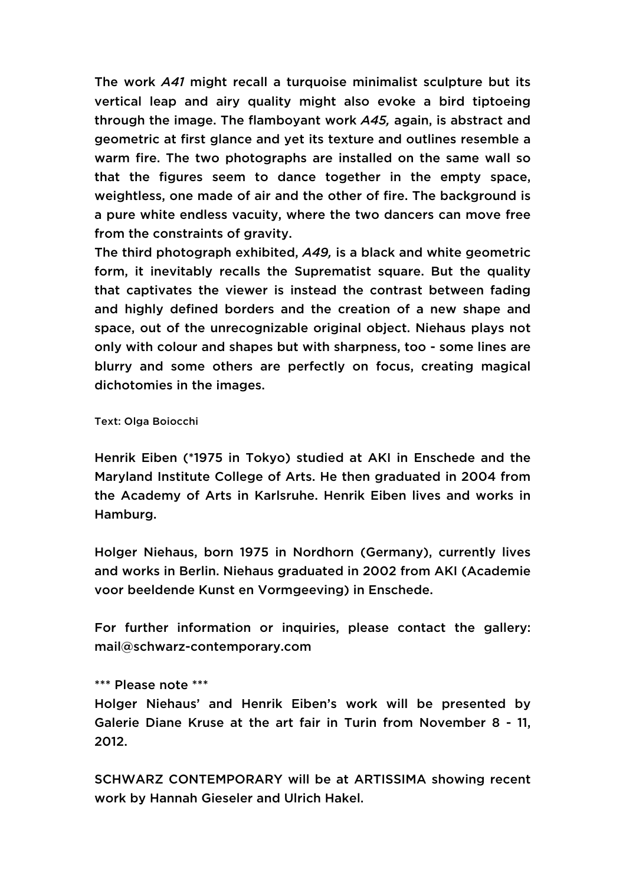The work *A41* might recall a turquoise minimalist sculpture but its vertical leap and airy quality might also evoke a bird tiptoeing through the image. The flamboyant work *A45,* again, is abstract and geometric at first glance and yet its texture and outlines resemble a warm fire. The two photographs are installed on the same wall so that the figures seem to dance together in the empty space, weightless, one made of air and the other of fire. The background is a pure white endless vacuity, where the two dancers can move free from the constraints of gravity.
The third photograph exhibited, *A49,* is a black and white geometric form, it inevitably recalls the Suprematist square. But the quality that captivates the viewer is instead the contrast between fading and highly defined borders and the creation of a new shape and space, out of the unrecognizable original object. Niehaus plays not only with colour and shapes but with sharpness, too - some lines are blurry and some others are perfectly on focus, creating magical dichotomies in the images.

Text: Olga Boiocchi

Henrik Eiben (*1975 in Tokyo) studied at AKI in Enschede and the Maryland Institute College of Arts. He then graduated in 2004 from the Academy of Arts in Karlsruhe. Henrik Eiben lives and works in Hamburg.

Holger Niehaus, born 1975 in Nordhorn (Germany), currently lives and works in Berlin. Niehaus graduated in 2002 from AKI (Academie voor beeldende Kunst en Vormgeeving) in Enschede.

For further information or inquiries, please contact the gallery: mail@schwarz-contemporary.com

*** Please note ***
Holger Niehaus' and Henrik Eiben's work will be presented by Galerie Diane Kruse at the art fair in Turin from November 8 - 11, 2012.

SCHWARZ CONTEMPORARY will be at ARTISSIMA showing recent work by Hannah Gieseler and Ulrich Hakel.